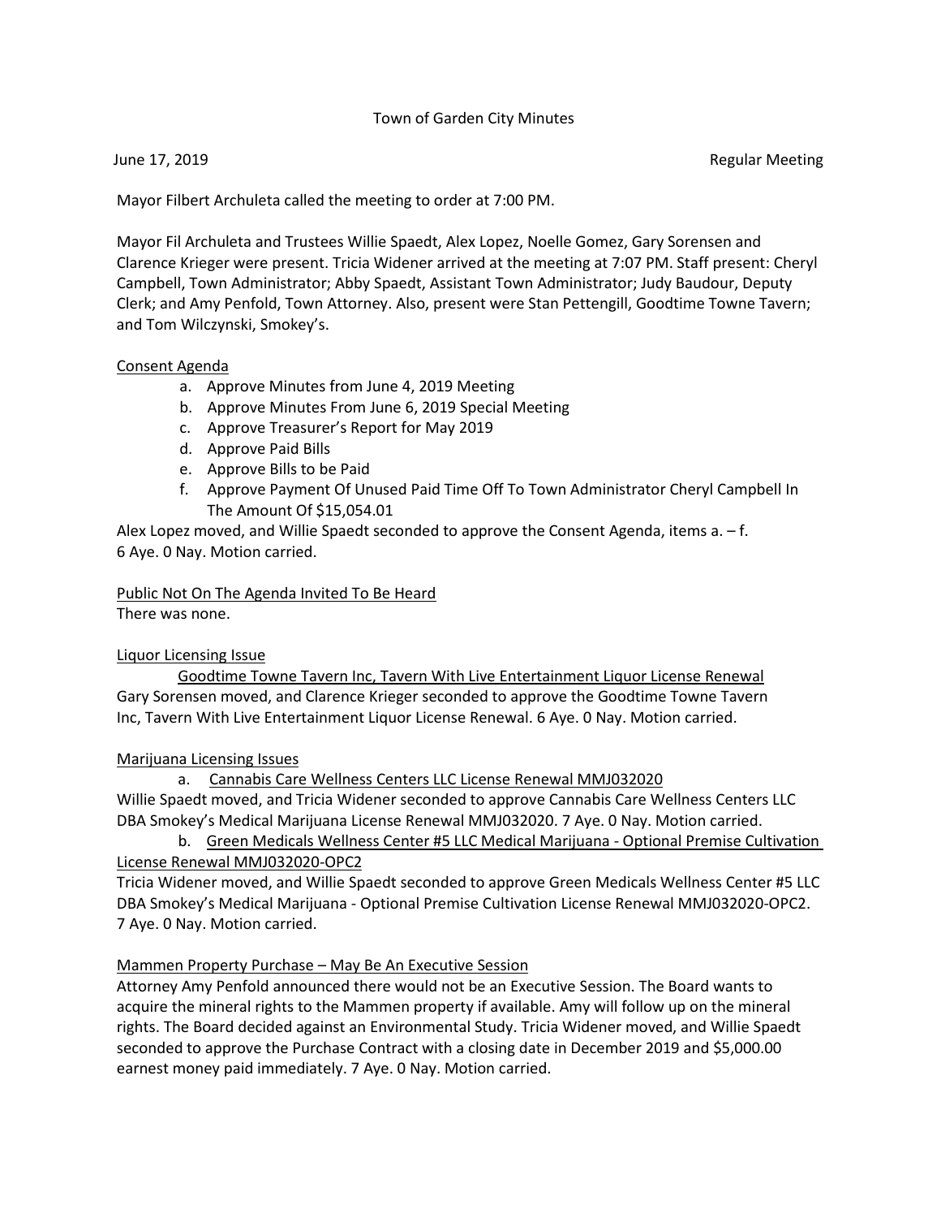Town of Garden City Minutes

June 17, 2019 Regular Meeting

Mayor Filbert Archuleta called the meeting to order at 7:00 PM.

Mayor Fil Archuleta and Trustees Willie Spaedt, Alex Lopez, Noelle Gomez, Gary Sorensen and Clarence Krieger were present. Tricia Widener arrived at the meeting at 7:07 PM. Staff present: Cheryl Campbell, Town Administrator; Abby Spaedt, Assistant Town Administrator; Judy Baudour, Deputy Clerk; and Amy Penfold, Town Attorney. Also, present were Stan Pettengill, Goodtime Towne Tavern; and Tom Wilczynski, Smokey's.

Consent Agenda

a. Approve Minutes from June 4, 2019 Meeting
b. Approve Minutes From June 6, 2019 Special Meeting
c. Approve Treasurer's Report for May 2019
d. Approve Paid Bills
e. Approve Bills to be Paid
f. Approve Payment Of Unused Paid Time Off To Town Administrator Cheryl Campbell In The Amount Of $15,054.01

Alex Lopez moved, and Willie Spaedt seconded to approve the Consent Agenda, items a. – f. 6 Aye. 0 Nay. Motion carried.

Public Not On The Agenda Invited To Be Heard

There was none.

Liquor Licensing Issue

Goodtime Towne Tavern Inc, Tavern With Live Entertainment Liquor License Renewal

Gary Sorensen moved, and Clarence Krieger seconded to approve the Goodtime Towne Tavern Inc, Tavern With Live Entertainment Liquor License Renewal. 6 Aye. 0 Nay. Motion carried.

Marijuana Licensing Issues

a. Cannabis Care Wellness Centers LLC License Renewal MMJ032020

Willie Spaedt moved, and Tricia Widener seconded to approve Cannabis Care Wellness Centers LLC DBA Smokey's Medical Marijuana License Renewal MMJ032020. 7 Aye. 0 Nay. Motion carried.

b. Green Medicals Wellness Center #5 LLC Medical Marijuana - Optional Premise Cultivation License Renewal MMJ032020-OPC2

Tricia Widener moved, and Willie Spaedt seconded to approve Green Medicals Wellness Center #5 LLC DBA Smokey's Medical Marijuana - Optional Premise Cultivation License Renewal MMJ032020-OPC2. 7 Aye. 0 Nay. Motion carried.

Mammen Property Purchase – May Be An Executive Session

Attorney Amy Penfold announced there would not be an Executive Session. The Board wants to acquire the mineral rights to the Mammen property if available. Amy will follow up on the mineral rights. The Board decided against an Environmental Study. Tricia Widener moved, and Willie Spaedt seconded to approve the Purchase Contract with a closing date in December 2019 and $5,000.00 earnest money paid immediately. 7 Aye. 0 Nay. Motion carried.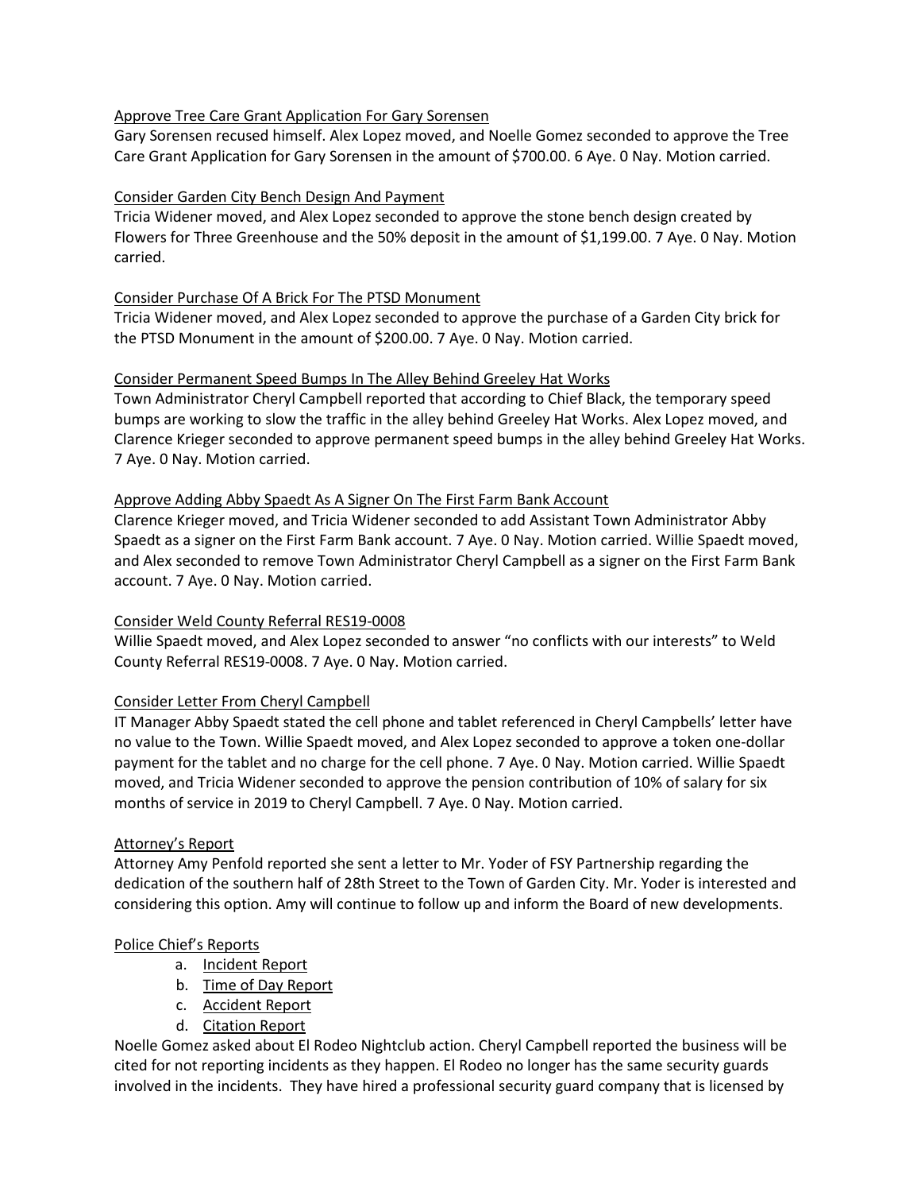Approve Tree Care Grant Application For Gary Sorensen

Gary Sorensen recused himself. Alex Lopez moved, and Noelle Gomez seconded to approve the Tree Care Grant Application for Gary Sorensen in the amount of $700.00. 6 Aye. 0 Nay. Motion carried.

Consider Garden City Bench Design And Payment

Tricia Widener moved, and Alex Lopez seconded to approve the stone bench design created by Flowers for Three Greenhouse and the 50% deposit in the amount of $1,199.00. 7 Aye. 0 Nay. Motion carried.

Consider Purchase Of A Brick For The PTSD Monument

Tricia Widener moved, and Alex Lopez seconded to approve the purchase of a Garden City brick for the PTSD Monument in the amount of $200.00. 7 Aye. 0 Nay. Motion carried.

Consider Permanent Speed Bumps In The Alley Behind Greeley Hat Works

Town Administrator Cheryl Campbell reported that according to Chief Black, the temporary speed bumps are working to slow the traffic in the alley behind Greeley Hat Works. Alex Lopez moved, and Clarence Krieger seconded to approve permanent speed bumps in the alley behind Greeley Hat Works. 7 Aye. 0 Nay. Motion carried.

Approve Adding Abby Spaedt As A Signer On The First Farm Bank Account

Clarence Krieger moved, and Tricia Widener seconded to add Assistant Town Administrator Abby Spaedt as a signer on the First Farm Bank account. 7 Aye. 0 Nay. Motion carried. Willie Spaedt moved, and Alex seconded to remove Town Administrator Cheryl Campbell as a signer on the First Farm Bank account. 7 Aye. 0 Nay. Motion carried.

Consider Weld County Referral RES19-0008

Willie Spaedt moved, and Alex Lopez seconded to answer "no conflicts with our interests" to Weld County Referral RES19-0008. 7 Aye. 0 Nay. Motion carried.

Consider Letter From Cheryl Campbell

IT Manager Abby Spaedt stated the cell phone and tablet referenced in Cheryl Campbells' letter have no value to the Town. Willie Spaedt moved, and Alex Lopez seconded to approve a token one-dollar payment for the tablet and no charge for the cell phone. 7 Aye. 0 Nay. Motion carried. Willie Spaedt moved, and Tricia Widener seconded to approve the pension contribution of 10% of salary for six months of service in 2019 to Cheryl Campbell. 7 Aye. 0 Nay. Motion carried.

Attorney's Report

Attorney Amy Penfold reported she sent a letter to Mr. Yoder of FSY Partnership regarding the dedication of the southern half of 28th Street to the Town of Garden City. Mr. Yoder is interested and considering this option. Amy will continue to follow up and inform the Board of new developments.

Police Chief's Reports

a. Incident Report
b. Time of Day Report
c. Accident Report
d. Citation Report

Noelle Gomez asked about El Rodeo Nightclub action. Cheryl Campbell reported the business will be cited for not reporting incidents as they happen. El Rodeo no longer has the same security guards involved in the incidents. They have hired a professional security guard company that is licensed by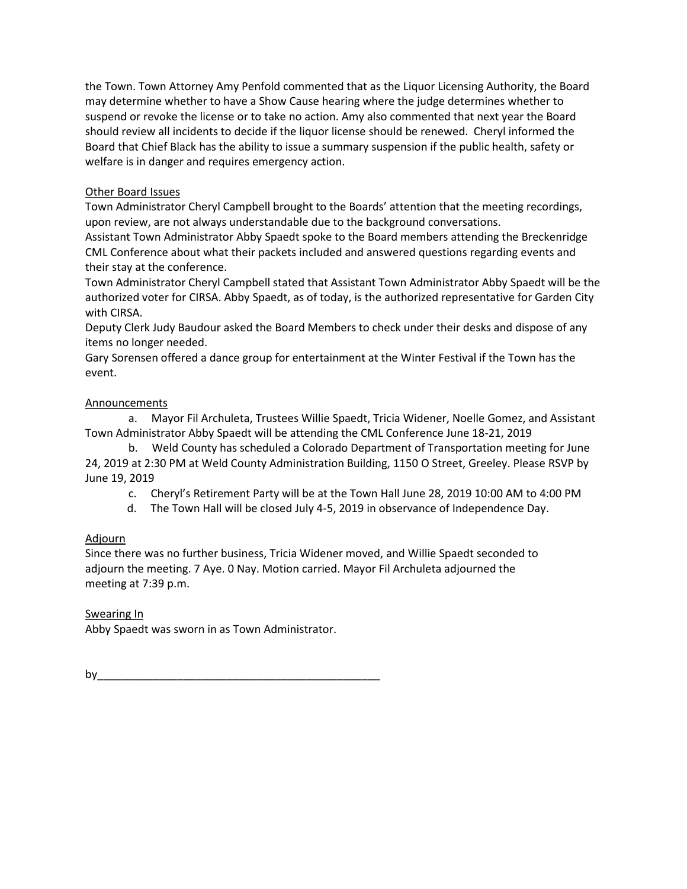the Town. Town Attorney Amy Penfold commented that as the Liquor Licensing Authority, the Board may determine whether to have a Show Cause hearing where the judge determines whether to suspend or revoke the license or to take no action. Amy also commented that next year the Board should review all incidents to decide if the liquor license should be renewed. Cheryl informed the Board that Chief Black has the ability to issue a summary suspension if the public health, safety or welfare is in danger and requires emergency action.

Other Board Issues

Town Administrator Cheryl Campbell brought to the Boards' attention that the meeting recordings, upon review, are not always understandable due to the background conversations.

Assistant Town Administrator Abby Spaedt spoke to the Board members attending the Breckenridge CML Conference about what their packets included and answered questions regarding events and their stay at the conference.

Town Administrator Cheryl Campbell stated that Assistant Town Administrator Abby Spaedt will be the authorized voter for CIRSA. Abby Spaedt, as of today, is the authorized representative for Garden City with CIRSA.

Deputy Clerk Judy Baudour asked the Board Members to check under their desks and dispose of any items no longer needed.

Gary Sorensen offered a dance group for entertainment at the Winter Festival if the Town has the event.

Announcements

a. Mayor Fil Archuleta, Trustees Willie Spaedt, Tricia Widener, Noelle Gomez, and Assistant Town Administrator Abby Spaedt will be attending the CML Conference June 18-21, 2019

b. Weld County has scheduled a Colorado Department of Transportation meeting for June 24, 2019 at 2:30 PM at Weld County Administration Building, 1150 O Street, Greeley. Please RSVP by June 19, 2019

c. Cheryl's Retirement Party will be at the Town Hall June 28, 2019 10:00 AM to 4:00 PM

d. The Town Hall will be closed July 4-5, 2019 in observance of Independence Day.

Adjourn

Since there was no further business, Tricia Widener moved, and Willie Spaedt seconded to adjourn the meeting. 7 Aye. 0 Nay. Motion carried. Mayor Fil Archuleta adjourned the meeting at 7:39 p.m.

Swearing In

Abby Spaedt was sworn in as Town Administrator.

by_______________________________________________